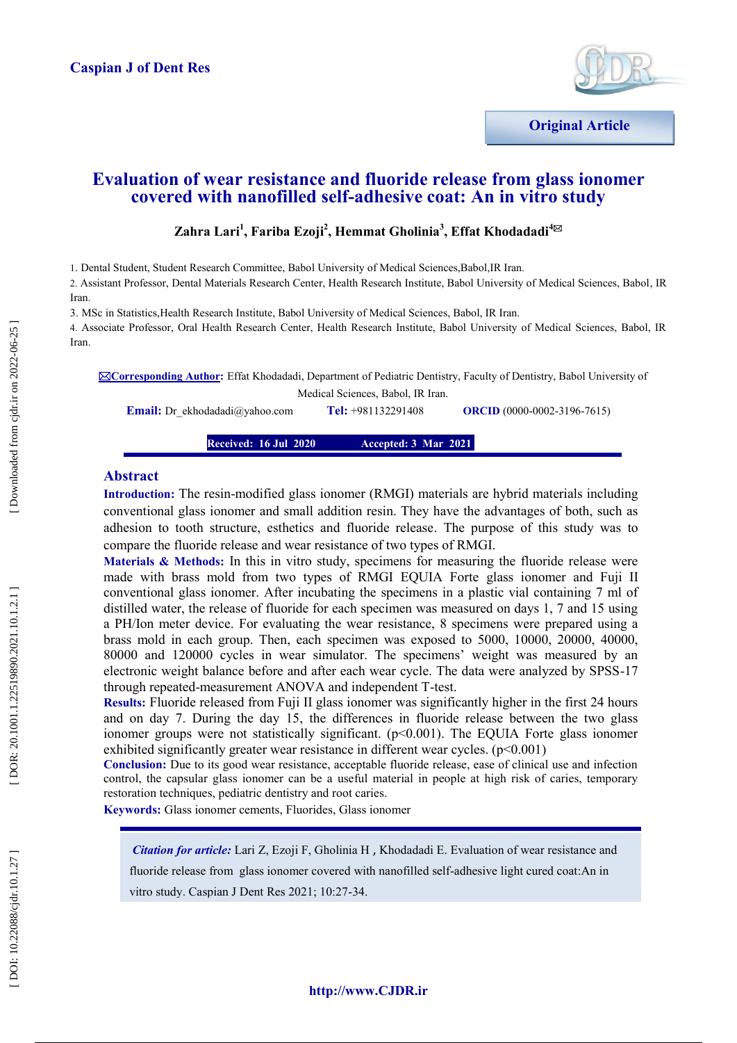Caspian J of Dent Res

**Original Article**

# Evaluation of wear resistance and fluoride release from glass ionomer covered with nanofilled self-adhesive coat: An in vitro study

**Zahra Lari[1], Fariba Ezoji[2], Hemmat Gholinia[3], Effat Khodadadi[4]✉**

1. Dental Student, Student Research Committee, Babol University of Medical Sciences,Babol,IR Iran.
2. Assistant Professor, Dental Materials Research Center, Health Research Institute, Babol University of Medical Sciences, Babol, IR Iran.
3. MSc in Statistics,Health Research Institute, Babol University of Medical Sciences, Babol, IR Iran.
4. Associate Professor, Oral Health Research Center, Health Research Institute, Babol University of Medical Sciences, Babol, IR Iran.

✉**Corresponding Author:** Effat Khodadadi, Department of Pediatric Dentistry, Faculty of Dentistry, Babol University of Medical Sciences, Babol, IR Iran.

**Email:** Dr_ekhodadadi@yahoo.com **Tel:** +981132291408 **ORCID** (0000-0002-3196-7615)

**Received: 16 Jul 2020** **Accepted: 3 Mar 2021**

## Abstract

**Introduction:** The resin-modified glass ionomer (RMGI) materials are hybrid materials including conventional glass ionomer and small addition resin. They have the advantages of both, such as adhesion to tooth structure, esthetics and fluoride release. The purpose of this study was to compare the fluoride release and wear resistance of two types of RMGI.

**Materials & Methods:** In this in vitro study, specimens for measuring the fluoride release were made with brass mold from two types of RMGI EQUIA Forte glass ionomer and Fuji II conventional glass ionomer. After incubating the specimens in a plastic vial containing 7 ml of distilled water, the release of fluoride for each specimen was measured on days 1, 7 and 15 using a PH/Ion meter device. For evaluating the wear resistance, 8 specimens were prepared using a brass mold in each group. Then, each specimen was exposed to 5000, 10000, 20000, 40000, 80000 and 120000 cycles in wear simulator. The specimens' weight was measured by an electronic weight balance before and after each wear cycle. The data were analyzed by SPSS-17 through repeated-measurement ANOVA and independent T-test.

**Results:** Fluoride released from Fuji II glass ionomer was significantly higher in the first 24 hours and on day 7. During the day 15, the differences in fluoride release between the two glass ionomer groups were not statistically significant. ($p<0.001$). The EQUIA Forte glass ionomer exhibited significantly greater wear resistance in different wear cycles. ($p<0.001$)

**Conclusion:** Due to its good wear resistance, acceptable fluoride release, ease of clinical use and infection control, the capsular glass ionomer can be a useful material in people at high risk of caries, temporary restoration techniques, pediatric dentistry and root caries.

**Keywords:** Glass ionomer cements, Fluorides, Glass ionomer

*Citation for article:* Lari Z, Ezoji F, Gholinia H , Khodadadi E. Evaluation of wear resistance and fluoride release from glass ionomer covered with nanofilled self-adhesive light cured coat:An in vitro study. Caspian J Dent Res 2021; 10:27-34.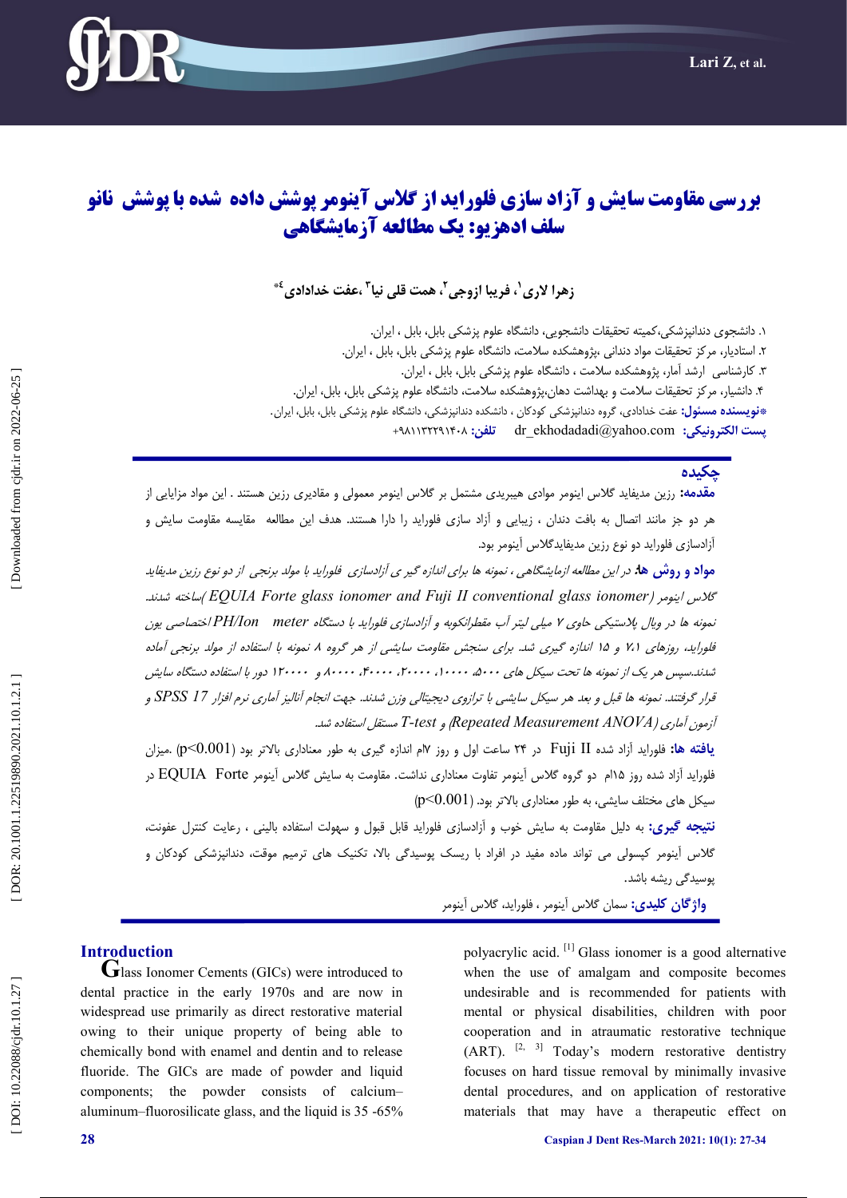# بررسی مقاومت سایش و آزاد سازی فلوراید از گلاس آینومر پوشش داده شده با پوشش نانو سلف ادهزیو: یک مطالعه آزمایشگاهی

**زهرا لاری[۱]، فریبا ازوجی[۲]، همت قلی نیا[۳] ،عفت خدادادی[۴]***

۱. دانشجوی دندانپزشکی،کمیته تحقیقات دانشجویی، دانشگاه علوم پزشکی بابل، بابل ، ایران.
۲. استادیار، مرکز تحقیقات مواد دندانی ،پژوهشکده سلامت، دانشگاه علوم پزشکی بابل، بابل ، ایران.
۳. کارشناسی ارشد آمار، پژوهشکده سلامت ، دانشگاه علوم پزشکی بابل، بابل ، ایران.
۴. دانشیار، مرکز تحقیقات سلامت و بهداشت دهان،پژوهشکده سلامت، دانشگاه علوم پزشکی بابل، بابل، ایران.

***نویسنده مسئول:** عفت خدادادی، گروه دندانپزشکی کودکان ، دانشکده دندانپزشکی، دانشگاه علوم پزشکی بابل، بابل، ایران.

**پست الکترونیکی:** dr_ekhodadadi@yahoo.com **تلفن:** +۹۸۱۱۳۲۲۹۱۴۰۸

## چکیده

**مقدمه:** رزین مدیفاید گلاس اینومر موادی هیبریدی مشتمل بر گلاس اینومر معمولی و مقادیری رزین هستند . این مواد مزایایی از هر دو جز مانند اتصال به بافت دندان ، زیبایی و آزاد سازی فلوراید را دارا هستند. هدف این مطالعه مقایسه مقاومت سایش و آزادسازی فلوراید دو نوع رزین مدیفایدگلاس آینومر بود.

**مواد و روش ها:** *در این مطالعه ازمایشگاهی ، نمونه ها برای اندازه گیر ی آزادسازی فلوراید با مولد برنجی از دو نوع رزین مدیفاید گلاس اینومر (EQUIA Forte glass ionomer and Fuji II conventional glass ionomer )ساخته شدند. نمونه ها در ویال پلاستیکی حاوی ۷ میلی لیتر آب مقطرانکوبه و آزادسازی فلوراید با دستگاه PH/Ion meter اختصاصی یون فلوراید، روزهای ۱،۷ و ۱۵ اندازه گیری شد. برای سنجش مقاومت سایشی از هر گروه ۸ نمونه با استفاده از مولد برنجی آماده شدند.سپس هر یک از نمونه ها تحت سیکل های ۵۰۰۰، ۱۰۰۰۰، ۲۰۰۰۰، ۴۰۰۰۰، ۸۰۰۰۰ و ۱۲۰۰۰۰ دور با استفاده دستگاه سایش قرار گرفتند. نمونه ها قبل و بعد هر سیکل سایشی با ترازوی دیجیتالی وزن شدند. جهت انجام آنالیز آماری نرم افزار SPSS 17 و آزمون آماری (Repeated Measurement ANOVA) و T-test مستقل استفاده شد.*

**یافته ها:** فلوراید آزاد شده Fuji II در ۲۴ ساعت اول و روز ۷ام اندازه گیری به طور معناداری بالاتر بود ($p<0.001$). میزان فلوراید آزاد شده روز ۱۵ام دو گروه گلاس آینومر تفاوت معناداری نداشت. مقاومت به سایش گلاس آینومر EQUIA Forte در سیکل های مختلف سایشی، به طور معناداری بالاتر بود. ($p<0.001$)

**نتیجه گیری:** به دلیل مقاومت به سایش خوب و آزادسازی فلوراید قابل قبول و سهولت استفاده بالینی ، رعایت کنترل عفونت، گلاس آینومر کپسولی می تواند ماده مفید در افراد با ریسک پوسیدگی بالا، تکنیک های ترمیم موقت، دندانپزشکی کودکان و پوسیدگی ریشه باشد.

**واژگان کلیدی:** سمان گلاس آینومر ، فلوراید، گلاس آینومر

## Introduction

Glass Ionomer Cements (GICs) were introduced to dental practice in the early 1970s and are now in widespread use primarily as direct restorative material owing to their unique property of being able to chemically bond with enamel and dentin and to release fluoride. The GICs are made of powder and liquid components; the powder consists of calcium–aluminum–fluorosilicate glass, and the liquid is 35 -65% polyacrylic acid. [1] Glass ionomer is a good alternative when the use of amalgam and composite becomes undesirable and is recommended for patients with mental or physical disabilities, children with poor cooperation and in atraumatic restorative technique (ART). [2, 3] Today's modern restorative dentistry focuses on hard tissue removal by minimally invasive dental procedures, and on application of restorative materials that may have a therapeutic effect on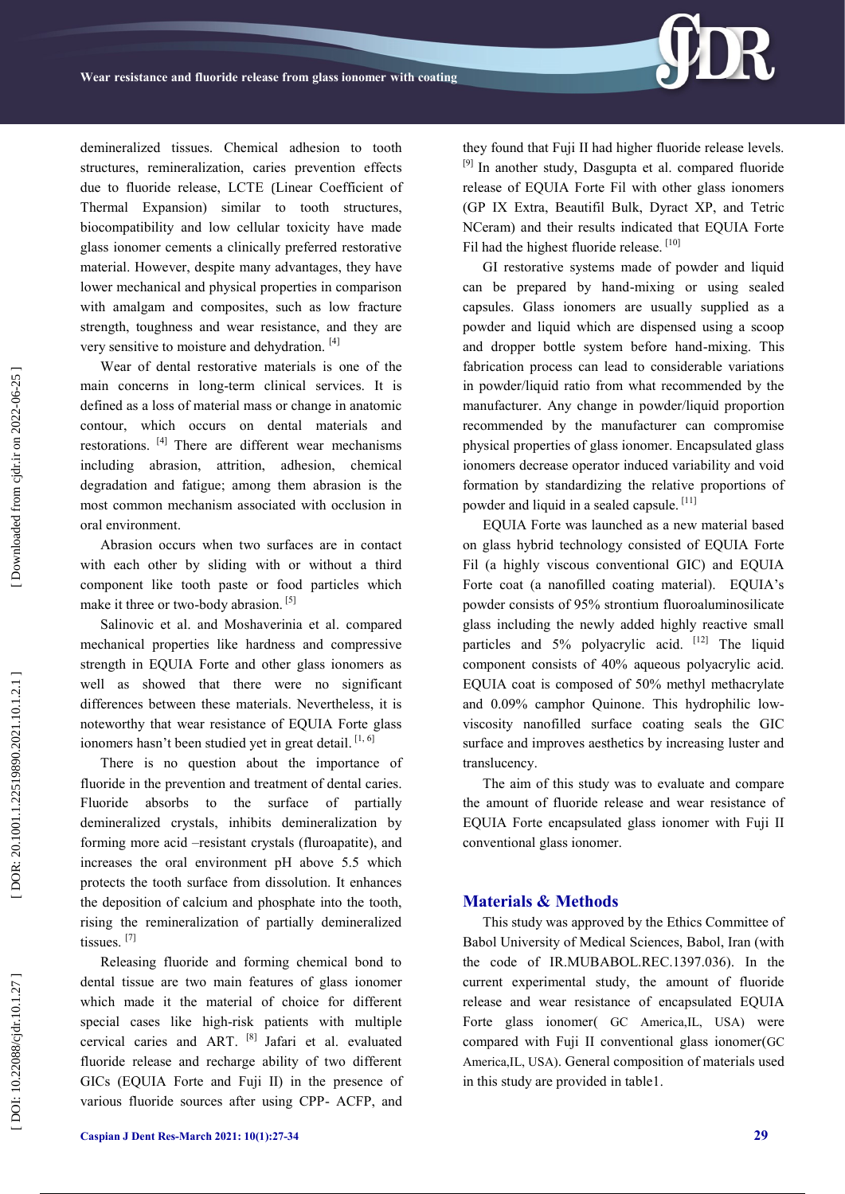demineralized tissues. Chemical adhesion to tooth structures, remineralization, caries prevention effects due to fluoride release, LCTE (Linear Coefficient of Thermal Expansion) similar to tooth structures, biocompatibility and low cellular toxicity have made glass ionomer cements a clinically preferred restorative material. However, despite many advantages, they have lower mechanical and physical properties in comparison with amalgam and composites, such as low fracture strength, toughness and wear resistance, and they are very sensitive to moisture and dehydration. [4]

Wear of dental restorative materials is one of the main concerns in long-term clinical services. It is defined as a loss of material mass or change in anatomic contour, which occurs on dental materials and restorations. [4] There are different wear mechanisms including abrasion, attrition, adhesion, chemical degradation and fatigue; among them abrasion is the most common mechanism associated with occlusion in oral environment.

Abrasion occurs when two surfaces are in contact with each other by sliding with or without a third component like tooth paste or food particles which make it three or two-body abrasion. [5]

Salinovic et al. and Moshaverinia et al. compared mechanical properties like hardness and compressive strength in EQUIA Forte and other glass ionomers as well as showed that there were no significant differences between these materials. Nevertheless, it is noteworthy that wear resistance of EQUIA Forte glass ionomers hasn't been studied yet in great detail. [1, 6]

There is no question about the importance of fluoride in the prevention and treatment of dental caries. Fluoride absorbs to the surface of partially demineralized crystals, inhibits demineralization by forming more acid –resistant crystals (fluroapatite), and increases the oral environment pH above 5.5 which protects the tooth surface from dissolution. It enhances the deposition of calcium and phosphate into the tooth, rising the remineralization of partially demineralized tissues. [7]

Releasing fluoride and forming chemical bond to dental tissue are two main features of glass ionomer which made it the material of choice for different special cases like high-risk patients with multiple cervical caries and ART. [8] Jafari et al. evaluated fluoride release and recharge ability of two different GICs (EQUIA Forte and Fuji II) in the presence of various fluoride sources after using CPP- ACFP, and they found that Fuji II had higher fluoride release levels. [9] In another study, Dasgupta et al. compared fluoride release of EQUIA Forte Fil with other glass ionomers (GP IX Extra, Beautifil Bulk, Dyract XP, and Tetric NCeram) and their results indicated that EQUIA Forte Fil had the highest fluoride release. [10]

GI restorative systems made of powder and liquid can be prepared by hand-mixing or using sealed capsules. Glass ionomers are usually supplied as a powder and liquid which are dispensed using a scoop and dropper bottle system before hand-mixing. This fabrication process can lead to considerable variations in powder/liquid ratio from what recommended by the manufacturer. Any change in powder/liquid proportion recommended by the manufacturer can compromise physical properties of glass ionomer. Encapsulated glass ionomers decrease operator induced variability and void formation by standardizing the relative proportions of powder and liquid in a sealed capsule. [11]

EQUIA Forte was launched as a new material based on glass hybrid technology consisted of EQUIA Forte Fil (a highly viscous conventional GIC) and EQUIA Forte coat (a nanofilled coating material). EQUIA's powder consists of 95% strontium fluoroaluminosilicate glass including the newly added highly reactive small particles and 5% polyacrylic acid. [12] The liquid component consists of 40% aqueous polyacrylic acid. EQUIA coat is composed of 50% methyl methacrylate and 0.09% camphor Quinone. This hydrophilic low-viscosity nanofilled surface coating seals the GIC surface and improves aesthetics by increasing luster and translucency.

The aim of this study was to evaluate and compare the amount of fluoride release and wear resistance of EQUIA Forte encapsulated glass ionomer with Fuji II conventional glass ionomer.

## Materials & Methods

This study was approved by the Ethics Committee of Babol University of Medical Sciences, Babol, Iran (with the code of IR.MUBABOL.REC.1397.036). In the current experimental study, the amount of fluoride release and wear resistance of encapsulated EQUIA Forte glass ionomer( GC America,IL, USA) were compared with Fuji II conventional glass ionomer(GC America,IL, USA). General composition of materials used in this study are provided in table1.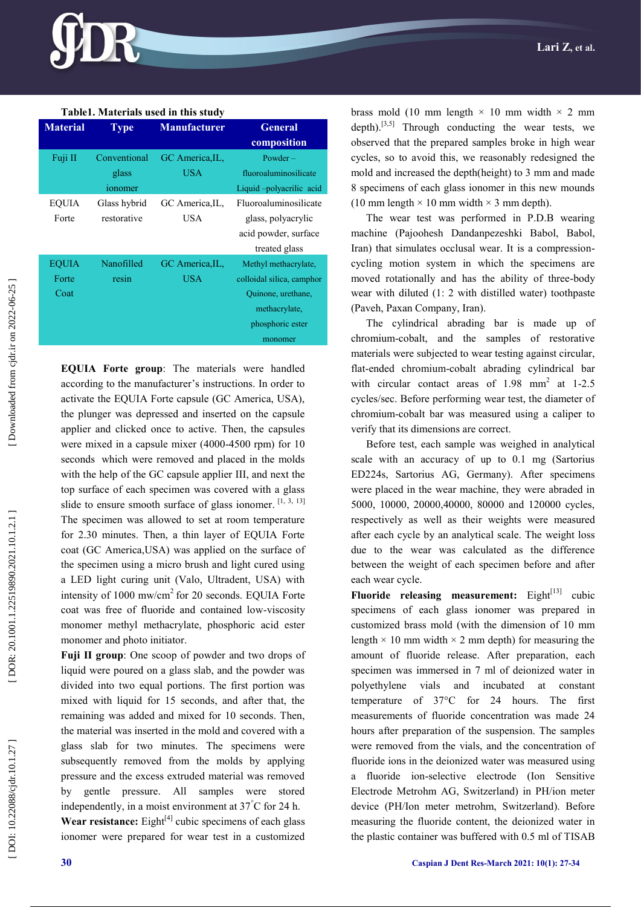**Table1. Materials used in this study**

| Material | Type | Manufacturer | General composition |
|---|---|---|---|
| Fuji II | Conventional glass ionomer | GC America,IL, USA | Powder – fluoroaluminosilicate Liquid –polyacrilic acid |
| EQUIA Forte | Glass hybrid restorative | GC America,IL, USA | Fluoroaluminosilicate glass, polyacrylic acid powder, surface treated glass |
| EQUIA Forte Coat | Nanofilled resin | GC America,IL, USA | Methyl methacrylate, colloidal silica, camphor Quinone, urethane, methacrylate, phosphoric ester monomer |

**EQUIA Forte group**: The materials were handled according to the manufacturer's instructions. In order to activate the EQUIA Forte capsule (GC America, USA), the plunger was depressed and inserted on the capsule applier and clicked once to active. Then, the capsules were mixed in a capsule mixer (4000-4500 rpm) for 10 seconds which were removed and placed in the molds with the help of the GC capsule applier III, and next the top surface of each specimen was covered with a glass slide to ensure smooth surface of glass ionomer. [1, 3, 13] The specimen was allowed to set at room temperature for 2.30 minutes. Then, a thin layer of EQUIA Forte coat (GC America,USA) was applied on the surface of the specimen using a micro brush and light cured using a LED light curing unit (Valo, Ultradent, USA) with intensity of 1000 mw/cm$^2$ for 20 seconds. EQUIA Forte coat was free of fluoride and contained low-viscosity monomer methyl methacrylate, phosphoric acid ester monomer and photo initiator.

**Fuji II group**: One scoop of powder and two drops of liquid were poured on a glass slab, and the powder was divided into two equal portions. The first portion was mixed with liquid for 15 seconds, and after that, the remaining was added and mixed for 10 seconds. Then, the material was inserted in the mold and covered with a glass slab for two minutes. The specimens were subsequently removed from the molds by applying pressure and the excess extruded material was removed by gentle pressure. All samples were stored independently, in a moist environment at 37$^{\circ}$C for 24 h.

**Wear resistance:** Eight[4] cubic specimens of each glass ionomer were prepared for wear test in a customized brass mold (10 mm length × 10 mm width × 2 mm depth).[3,5] Through conducting the wear tests, we observed that the prepared samples broke in high wear cycles, so to avoid this, we reasonably redesigned the mold and increased the depth(height) to 3 mm and made 8 specimens of each glass ionomer in this new mounds (10 mm length × 10 mm width × 3 mm depth).

The wear test was performed in P.D.B wearing machine (Pajoohesh Dandanpezeshki Babol, Babol, Iran) that simulates occlusal wear. It is a compression-cycling motion system in which the specimens are moved rotationally and has the ability of three-body wear with diluted (1: 2 with distilled water) toothpaste (Paveh, Paxan Company, Iran).

The cylindrical abrading bar is made up of chromium-cobalt, and the samples of restorative materials were subjected to wear testing against circular, flat-ended chromium-cobalt abrading cylindrical bar with circular contact areas of 1.98 mm$^2$ at 1-2.5 cycles/sec. Before performing wear test, the diameter of chromium-cobalt bar was measured using a caliper to verify that its dimensions are correct.

Before test, each sample was weighed in analytical scale with an accuracy of up to 0.1 mg (Sartorius ED224s, Sartorius AG, Germany). After specimens were placed in the wear machine, they were abraded in 5000, 10000, 20000,40000, 80000 and 120000 cycles, respectively as well as their weights were measured after each cycle by an analytical scale. The weight loss due to the wear was calculated as the difference between the weight of each specimen before and after each wear cycle.

**Fluoride releasing measurement:** Eight[13] cubic specimens of each glass ionomer was prepared in customized brass mold (with the dimension of 10 mm length × 10 mm width × 2 mm depth) for measuring the amount of fluoride release. After preparation, each specimen was immersed in 7 ml of deionized water in polyethylene vials and incubated at constant temperature of 37°C for 24 hours. The first measurements of fluoride concentration was made 24 hours after preparation of the suspension. The samples were removed from the vials, and the concentration of fluoride ions in the deionized water was measured using a fluoride ion-selective electrode (Ion Sensitive Electrode Metrohm AG, Switzerland) in PH/ion meter device (PH/Ion meter metrohm, Switzerland). Before measuring the fluoride content, the deionized water in the plastic container was buffered with 0.5 ml of TISAB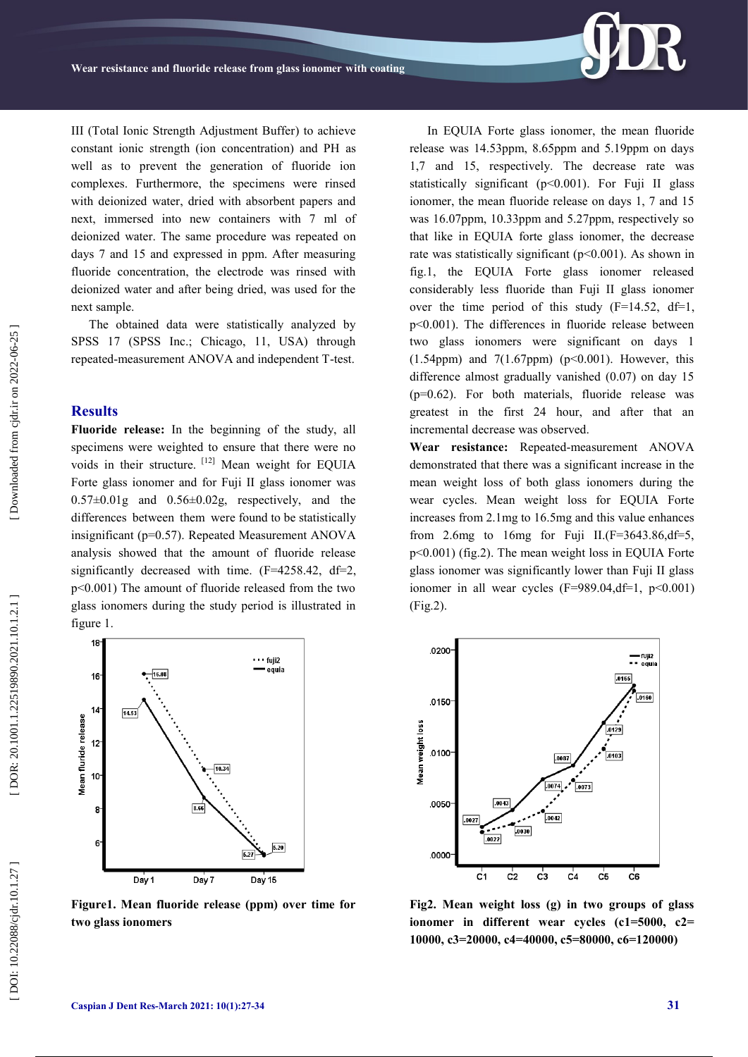III (Total Ionic Strength Adjustment Buffer) to achieve constant ionic strength (ion concentration) and PH as well as to prevent the generation of fluoride ion complexes. Furthermore, the specimens were rinsed with deionized water, dried with absorbent papers and next, immersed into new containers with 7 ml of deionized water. The same procedure was repeated on days 7 and 15 and expressed in ppm. After measuring fluoride concentration, the electrode was rinsed with deionized water and after being dried, was used for the next sample.

The obtained data were statistically analyzed by SPSS 17 (SPSS Inc.; Chicago, 11, USA) through repeated-measurement ANOVA and independent T-test.

## Results

**Fluoride release:** In the beginning of the study, all specimens were weighted to ensure that there were no voids in their structure. [12] Mean weight for EQUIA Forte glass ionomer and for Fuji II glass ionomer was 0.57±0.01g and 0.56±0.02g, respectively, and the differences between them were found to be statistically insignificant (p=0.57). Repeated Measurement ANOVA analysis showed that the amount of fluoride release significantly decreased with time. (F=4258.42, df=2, p<0.001) The amount of fluoride released from the two glass ionomers during the study period is illustrated in figure 1.

**Figure1. Mean fluoride release (ppm) over time for two glass ionomers**

In EQUIA Forte glass ionomer, the mean fluoride release was 14.53ppm, 8.65ppm and 5.19ppm on days 1,7 and 15, respectively. The decrease rate was statistically significant (p<0.001). For Fuji II glass ionomer, the mean fluoride release on days 1, 7 and 15 was 16.07ppm, 10.33ppm and 5.27ppm, respectively so that like in EQUIA forte glass ionomer, the decrease rate was statistically significant (p<0.001). As shown in fig.1, the EQUIA Forte glass ionomer released considerably less fluoride than Fuji II glass ionomer over the time period of this study (F=14.52, df=1, p<0.001). The differences in fluoride release between two glass ionomers were significant on days 1 (1.54ppm) and 7(1.67ppm) (p<0.001). However, this difference almost gradually vanished (0.07) on day 15 (p=0.62). For both materials, fluoride release was greatest in the first 24 hour, and after that an incremental decrease was observed.

**Wear resistance:** Repeated-measurement ANOVA demonstrated that there was a significant increase in the mean weight loss of both glass ionomers during the wear cycles. Mean weight loss for EQUIA Forte increases from 2.1mg to 16.5mg and this value enhances from 2.6mg to 16mg for Fuji II.(F=3643.86,df=5, p<0.001) (fig.2). The mean weight loss in EQUIA Forte glass ionomer was significantly lower than Fuji II glass ionomer in all wear cycles (F=989.04,df=1, p<0.001) (Fig.2).

**Fig2. Mean weight loss (g) in two groups of glass ionomer in different wear cycles (c1=5000, c2= 10000, c3=20000, c4=40000, c5=80000, c6=120000)**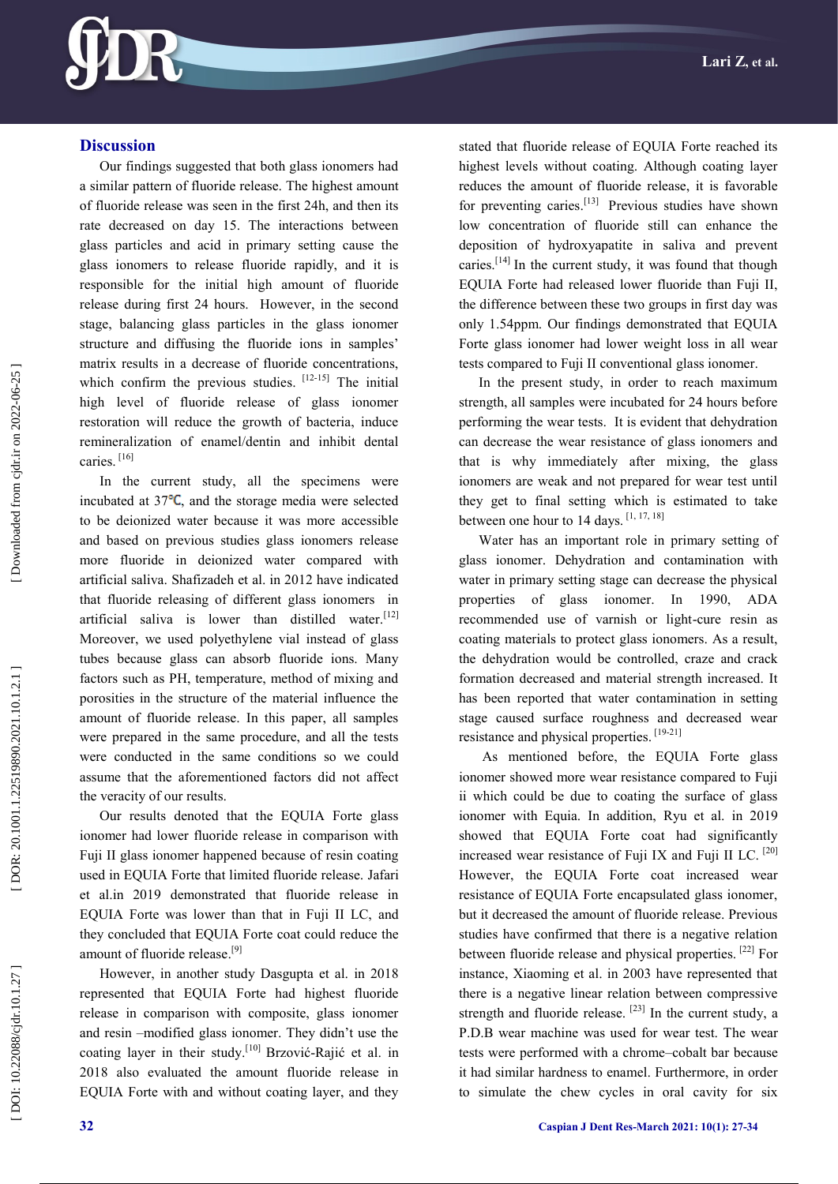## Discussion

Our findings suggested that both glass ionomers had a similar pattern of fluoride release. The highest amount of fluoride release was seen in the first 24h, and then its rate decreased on day 15. The interactions between glass particles and acid in primary setting cause the glass ionomers to release fluoride rapidly, and it is responsible for the initial high amount of fluoride release during first 24 hours. However, in the second stage, balancing glass particles in the glass ionomer structure and diffusing the fluoride ions in samples' matrix results in a decrease of fluoride concentrations, which confirm the previous studies. [12-15] The initial high level of fluoride release of glass ionomer restoration will reduce the growth of bacteria, induce remineralization of enamel/dentin and inhibit dental caries. [16]

In the current study, all the specimens were incubated at 37°C, and the storage media were selected to be deionized water because it was more accessible and based on previous studies glass ionomers release more fluoride in deionized water compared with artificial saliva. Shafizadeh et al. in 2012 have indicated that fluoride releasing of different glass ionomers in artificial saliva is lower than distilled water.[12] Moreover, we used polyethylene vial instead of glass tubes because glass can absorb fluoride ions. Many factors such as PH, temperature, method of mixing and porosities in the structure of the material influence the amount of fluoride release. In this paper, all samples were prepared in the same procedure, and all the tests were conducted in the same conditions so we could assume that the aforementioned factors did not affect the veracity of our results.

Our results denoted that the EQUIA Forte glass ionomer had lower fluoride release in comparison with Fuji II glass ionomer happened because of resin coating used in EQUIA Forte that limited fluoride release. Jafari et al.in 2019 demonstrated that fluoride release in EQUIA Forte was lower than that in Fuji II LC, and they concluded that EQUIA Forte coat could reduce the amount of fluoride release.[9]

However, in another study Dasgupta et al. in 2018 represented that EQUIA Forte had highest fluoride release in comparison with composite, glass ionomer and resin –modified glass ionomer. They didn't use the coating layer in their study.[10] Brzović-Rajić et al. in 2018 also evaluated the amount fluoride release in EQUIA Forte with and without coating layer, and they stated that fluoride release of EQUIA Forte reached its highest levels without coating. Although coating layer reduces the amount of fluoride release, it is favorable for preventing caries.[13] Previous studies have shown low concentration of fluoride still can enhance the deposition of hydroxyapatite in saliva and prevent caries.[14] In the current study, it was found that though EQUIA Forte had released lower fluoride than Fuji II, the difference between these two groups in first day was only 1.54ppm. Our findings demonstrated that EQUIA Forte glass ionomer had lower weight loss in all wear tests compared to Fuji II conventional glass ionomer.

In the present study, in order to reach maximum strength, all samples were incubated for 24 hours before performing the wear tests. It is evident that dehydration can decrease the wear resistance of glass ionomers and that is why immediately after mixing, the glass ionomers are weak and not prepared for wear test until they get to final setting which is estimated to take between one hour to 14 days. [1, 17, 18]

Water has an important role in primary setting of glass ionomer. Dehydration and contamination with water in primary setting stage can decrease the physical properties of glass ionomer. In 1990, ADA recommended use of varnish or light-cure resin as coating materials to protect glass ionomers. As a result, the dehydration would be controlled, craze and crack formation decreased and material strength increased. It has been reported that water contamination in setting stage caused surface roughness and decreased wear resistance and physical properties. [19-21]

As mentioned before, the EQUIA Forte glass ionomer showed more wear resistance compared to Fuji ii which could be due to coating the surface of glass ionomer with Equia. In addition, Ryu et al. in 2019 showed that EQUIA Forte coat had significantly increased wear resistance of Fuji IX and Fuji II LC. [20] However, the EQUIA Forte coat increased wear resistance of EQUIA Forte encapsulated glass ionomer, but it decreased the amount of fluoride release. Previous studies have confirmed that there is a negative relation between fluoride release and physical properties. [22] For instance, Xiaoming et al. in 2003 have represented that there is a negative linear relation between compressive strength and fluoride release. [23] In the current study, a P.D.B wear machine was used for wear test. The wear tests were performed with a chrome–cobalt bar because it had similar hardness to enamel. Furthermore, in order to simulate the chew cycles in oral cavity for six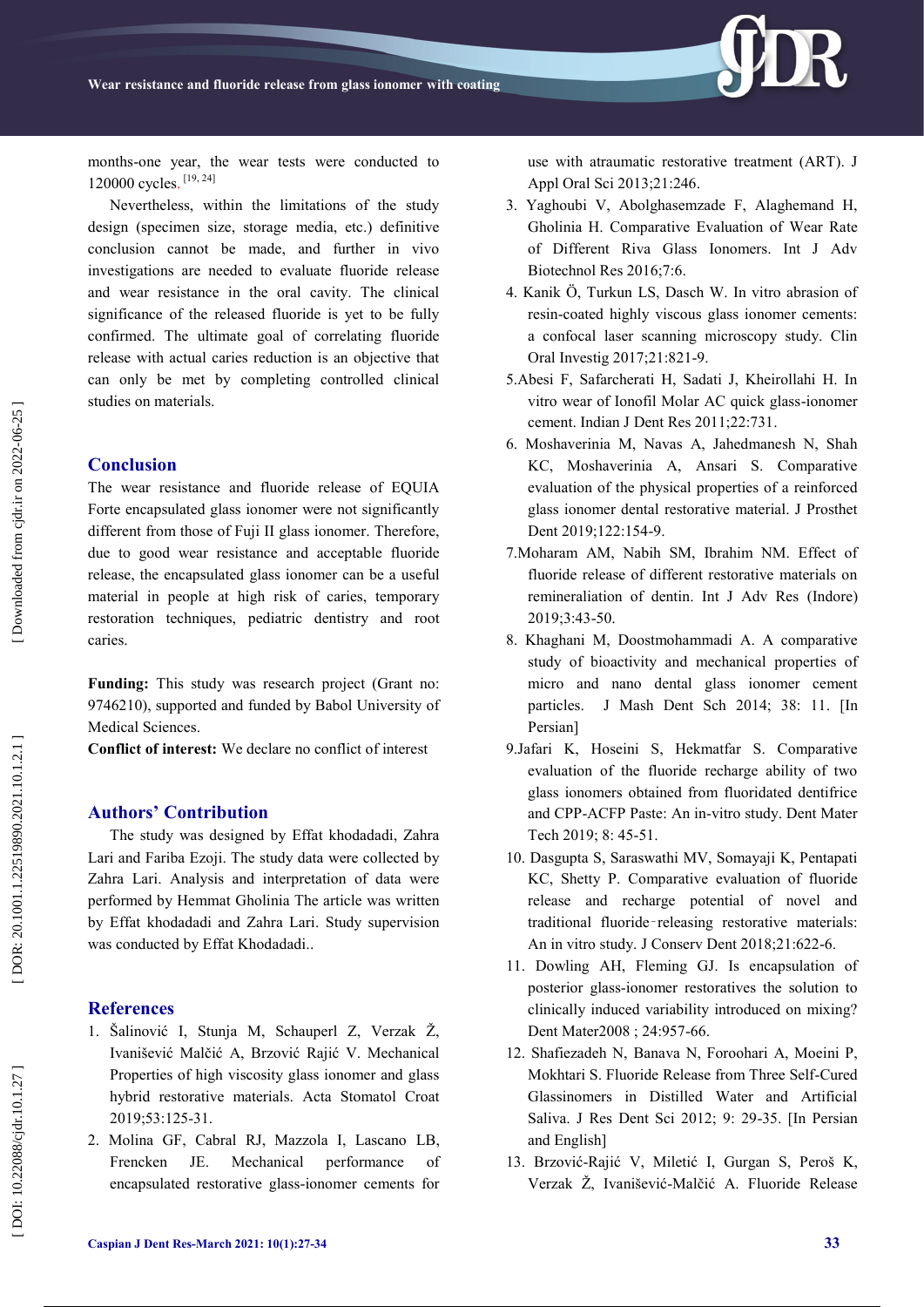months-one year, the wear tests were conducted to 120000 cycles. [19, 24]

Nevertheless, within the limitations of the study design (specimen size, storage media, etc.) definitive conclusion cannot be made, and further in vivo investigations are needed to evaluate fluoride release and wear resistance in the oral cavity. The clinical significance of the released fluoride is yet to be fully confirmed. The ultimate goal of correlating fluoride release with actual caries reduction is an objective that can only be met by completing controlled clinical studies on materials.

## Conclusion

The wear resistance and fluoride release of EQUIA Forte encapsulated glass ionomer were not significantly different from those of Fuji II glass ionomer. Therefore, due to good wear resistance and acceptable fluoride release, the encapsulated glass ionomer can be a useful material in people at high risk of caries, temporary restoration techniques, pediatric dentistry and root caries.

**Funding:** This study was research project (Grant no: 9746210), supported and funded by Babol University of Medical Sciences.

**Conflict of interest:** We declare no conflict of interest

## Authors' Contribution

The study was designed by Effat khodadadi, Zahra Lari and Fariba Ezoji. The study data were collected by Zahra Lari. Analysis and interpretation of data were performed by Hemmat Gholinia The article was written by Effat khodadadi and Zahra Lari. Study supervision was conducted by Effat Khodadadi..

## References

1. Šalinović I, Stunja M, Schauperl Z, Verzak Ž, Ivanišević Malčić A, Brzović Rajić V. Mechanical Properties of high viscosity glass ionomer and glass hybrid restorative materials. Acta Stomatol Croat 2019;53:125-31.
2. Molina GF, Cabral RJ, Mazzola I, Lascano LB, Frencken JE. Mechanical performance of encapsulated restorative glass-ionomer cements for use with atraumatic restorative treatment (ART). J Appl Oral Sci 2013;21:246.
3. Yaghoubi V, Abolghasemzade F, Alaghemand H, Gholinia H. Comparative Evaluation of Wear Rate of Different Riva Glass Ionomers. Int J Adv Biotechnol Res 2016;7:6.
4. Kanik Ö, Turkun LS, Dasch W. In vitro abrasion of resin-coated highly viscous glass ionomer cements: a confocal laser scanning microscopy study. Clin Oral Investig 2017;21:821-9.
5. Abesi F, Safarcherati H, Sadati J, Kheirollahi H. In vitro wear of Ionofil Molar AC quick glass-ionomer cement. Indian J Dent Res 2011;22:731.
6. Moshaverinia M, Navas A, Jahedmanesh N, Shah KC, Moshaverinia A, Ansari S. Comparative evaluation of the physical properties of a reinforced glass ionomer dental restorative material. J Prosthet Dent 2019;122:154-9.
7. Moharam AM, Nabih SM, Ibrahim NM. Effect of fluoride release of different restorative materials on remineraliation of dentin. Int J Adv Res (Indore) 2019;3:43-50.
8. Khaghani M, Doostmohammadi A. A comparative study of bioactivity and mechanical properties of micro and nano dental glass ionomer cement particles. J Mash Dent Sch 2014; 38: 11. [In Persian]
9. Jafari K, Hoseini S, Hekmatfar S. Comparative evaluation of the fluoride recharge ability of two glass ionomers obtained from fluoridated dentifrice and CPP-ACFP Paste: An in-vitro study. Dent Mater Tech 2019; 8: 45-51.
10. Dasgupta S, Saraswathi MV, Somayaji K, Pentapati KC, Shetty P. Comparative evaluation of fluoride release and recharge potential of novel and traditional fluoride-releasing restorative materials: An in vitro study. J Conserv Dent 2018;21:622-6.
11. Dowling AH, Fleming GJ. Is encapsulation of posterior glass-ionomer restoratives the solution to clinically induced variability introduced on mixing? Dent Mater2008 ; 24:957-66.
12. Shafiezadeh N, Banava N, Foroohari A, Moeini P, Mokhtari S. Fluoride Release from Three Self-Cured Glassinomers in Distilled Water and Artificial Saliva. J Res Dent Sci 2012; 9: 29-35. [In Persian and English]
13. Brzović-Rajić V, Miletić I, Gurgan S, Peroš K, Verzak Ž, Ivanišević-Malčić A. Fluoride Release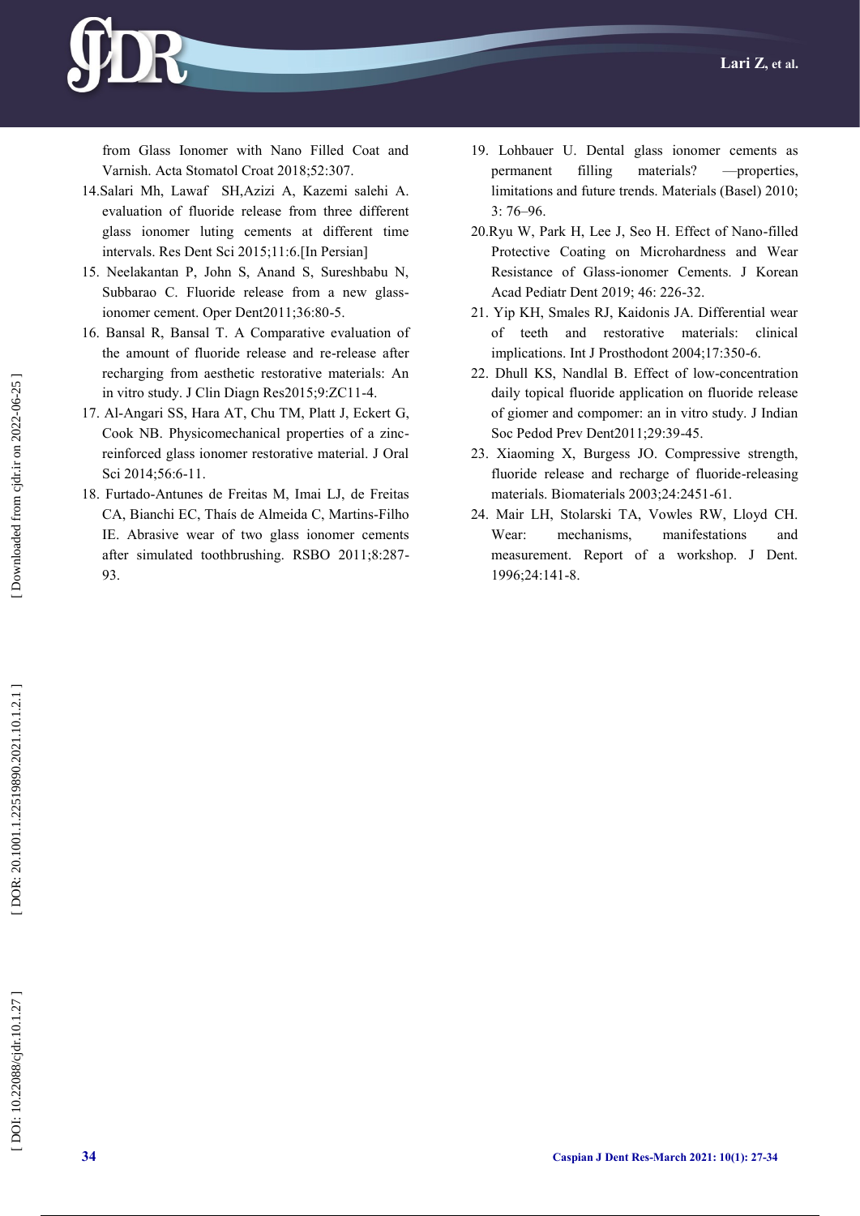from Glass Ionomer with Nano Filled Coat and Varnish. Acta Stomatol Croat 2018;52:307.

14.Salari Mh, Lawaf SH,Azizi A, Kazemi salehi A. evaluation of fluoride release from three different glass ionomer luting cements at different time intervals. Res Dent Sci 2015;11:6.[In Persian]

15. Neelakantan P, John S, Anand S, Sureshbabu N, Subbarao C. Fluoride release from a new glass-ionomer cement. Oper Dent2011;36:80-5.

16. Bansal R, Bansal T. A Comparative evaluation of the amount of fluoride release and re-release after recharging from aesthetic restorative materials: An in vitro study. J Clin Diagn Res2015;9:ZC11-4.

17. Al-Angari SS, Hara AT, Chu TM, Platt J, Eckert G, Cook NB. Physicomechanical properties of a zinc-reinforced glass ionomer restorative material. J Oral Sci 2014;56:6-11.

18. Furtado-Antunes de Freitas M, Imai LJ, de Freitas CA, Bianchi EC, Thaís de Almeida C, Martins-Filho IE. Abrasive wear of two glass ionomer cements after simulated toothbrushing. RSBO 2011;8:287-93.

19. Lohbauer U. Dental glass ionomer cements as permanent filling materials? —properties, limitations and future trends. Materials (Basel) 2010; 3: 76–96.

20.Ryu W, Park H, Lee J, Seo H. Effect of Nano-filled Protective Coating on Microhardness and Wear Resistance of Glass-ionomer Cements. J Korean Acad Pediatr Dent 2019; 46: 226-32.

21. Yip KH, Smales RJ, Kaidonis JA. Differential wear of teeth and restorative materials: clinical implications. Int J Prosthodont 2004;17:350-6.

22. Dhull KS, Nandlal B. Effect of low-concentration daily topical fluoride application on fluoride release of giomer and compomer: an in vitro study. J Indian Soc Pedod Prev Dent2011;29:39-45.

23. Xiaoming X, Burgess JO. Compressive strength, fluoride release and recharge of fluoride-releasing materials. Biomaterials 2003;24:2451-61.

24. Mair LH, Stolarski TA, Vowles RW, Lloyd CH. Wear: mechanisms, manifestations and measurement. Report of a workshop. J Dent. 1996;24:141-8.